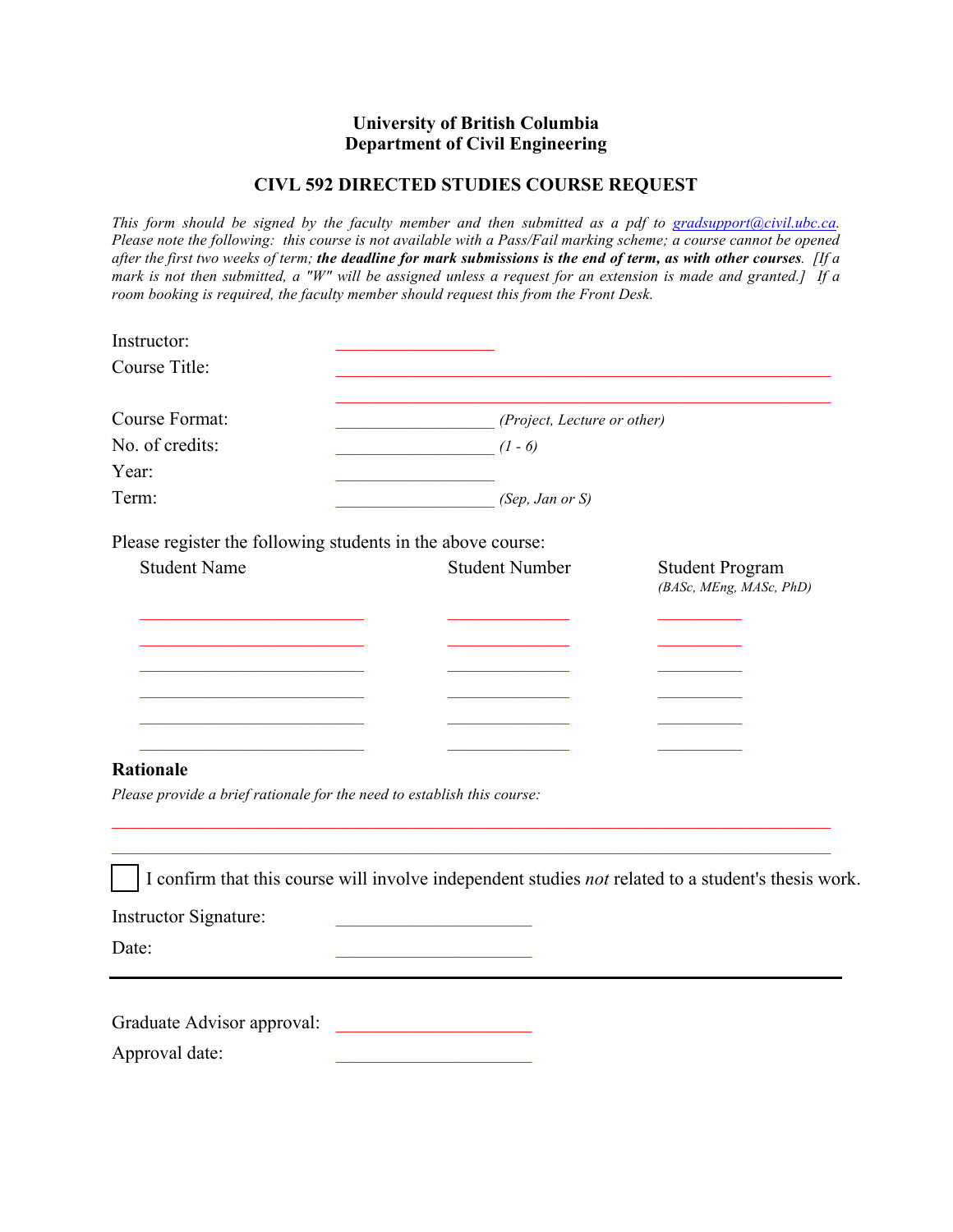**University of British Columbia**
**Department of Civil Engineering**

## CIVL 592 DIRECTED STUDIES COURSE REQUEST

*This form should be signed by the faculty member and then submitted as a pdf to [gradsupport@civil.ubc.ca](mailto:gradsupport@civil.ubc.ca). Please note the following: this course is not available with a Pass/Fail marking scheme; a course cannot be opened after the first two weeks of term;* ***the deadline for mark submissions is the end of term, as with other courses****. [If a mark is not then submitted, a "W" will be assigned unless a request for an extension is made and granted.] If a room booking is required, the faculty member should request this from the Front Desk.*

Instructor: ____________________

Course Title: ______________________________________________________________

______________________________________________________________

Course Format: ____________________ *(Project, Lecture or other)*

No. of credits: ____________________ *(1 - 6)*

Year: ____________________

Term: ____________________ *(Sep, Jan or S)*

Please register the following students in the above course:

| Student Name | Student Number | Student Program *(BASc, MEng, MASc, PhD)* |
|---|---|---|
| | | |
| | | |
| | | |
| | | |
| | | |
| | | |

**Rationale**

*Please provide a brief rationale for the need to establish this course:*

______________________________________________________________

______________________________________________________________

☐ I confirm that this course will involve independent studies *not* related to a student's thesis work.

Instructor Signature: ____________________

Date: ____________________

---

Graduate Advisor approval: ____________________

Approval date: ____________________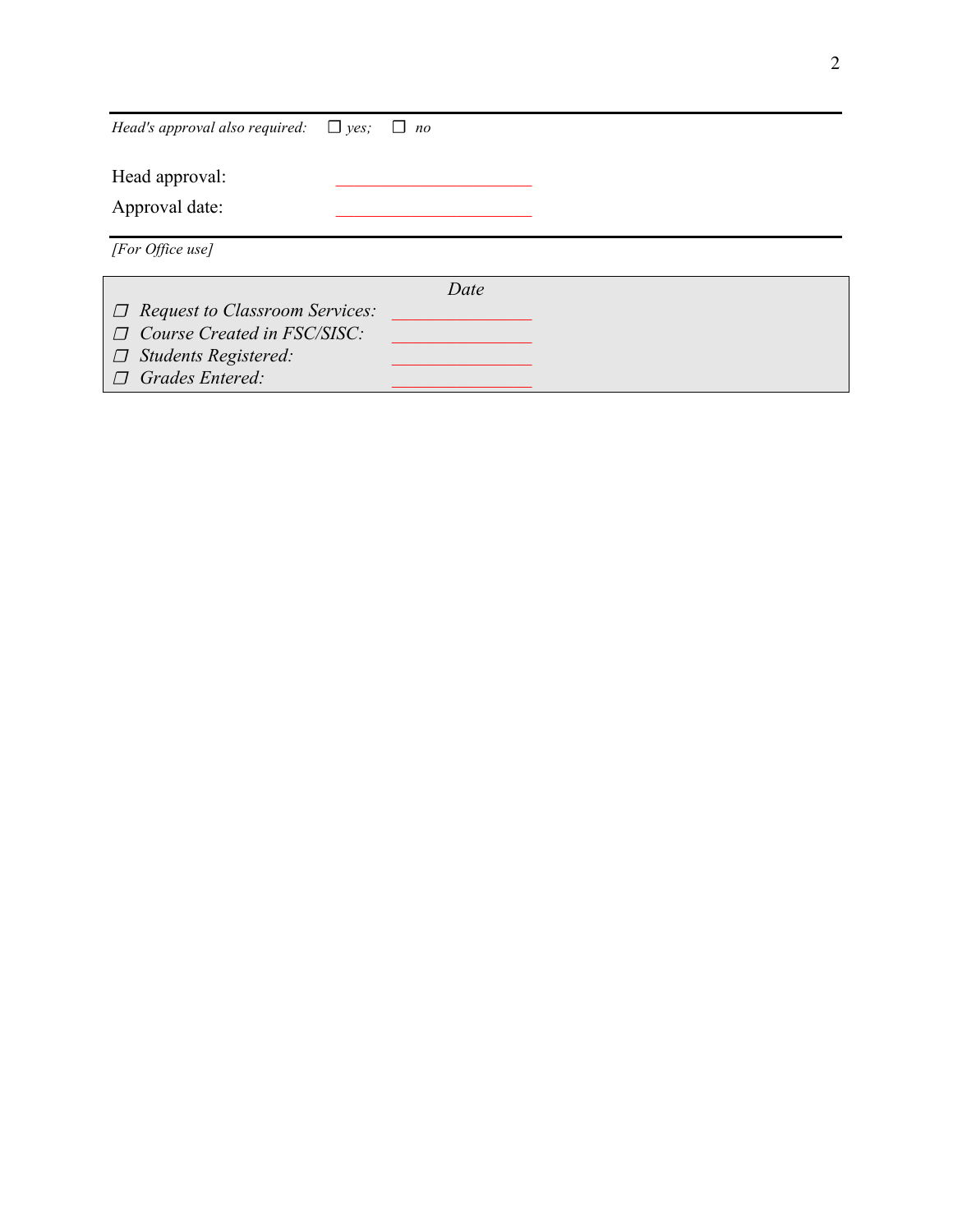*Head's approval also required:* ☐ *yes;* ☐ *no*

Head approval: \_\_\_\_\_\_\_\_\_\_\_\_\_\_\_\_\_\_\_\_\_\_

Approval date: \_\_\_\_\_\_\_\_\_\_\_\_\_\_\_\_\_\_\_\_\_\_

*[For Office use]*

| | *Date* |
| --- | --- |
| ☐ *Request to Classroom Services:* | \_\_\_\_\_\_\_\_\_\_\_\_\_\_\_\_ |
| ☐ *Course Created in FSC/SISC:* | \_\_\_\_\_\_\_\_\_\_\_\_\_\_\_\_ |
| ☐ *Students Registered:* | \_\_\_\_\_\_\_\_\_\_\_\_\_\_\_\_ |
| ☐ *Grades Entered:* | \_\_\_\_\_\_\_\_\_\_\_\_\_\_\_\_ |